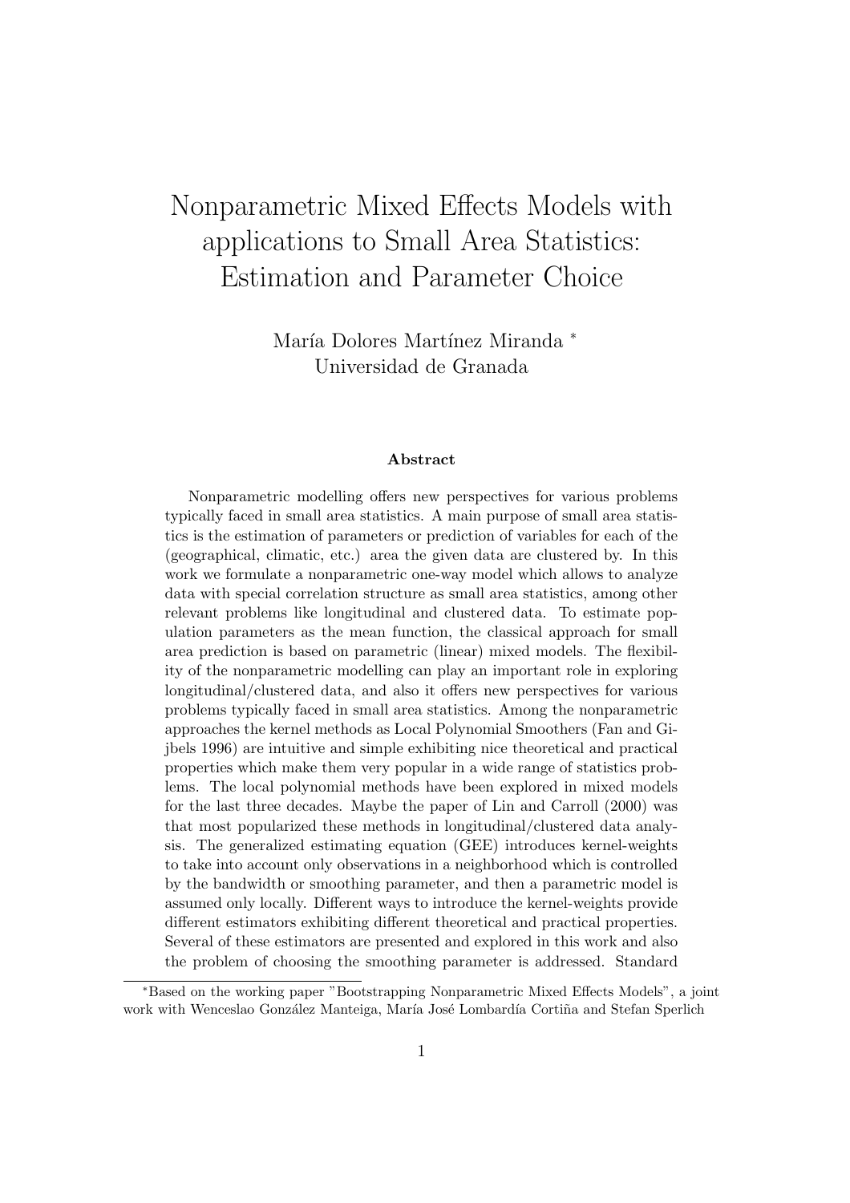# Nonparametric Mixed Effects Models with applications to Small Area Statistics: Estimation and Parameter Choice

María Dolores Martínez Miranda *
Universidad de Granada

### Abstract

Nonparametric modelling offers new perspectives for various problems typically faced in small area statistics. A main purpose of small area statistics is the estimation of parameters or prediction of variables for each of the (geographical, climatic, etc.) area the given data are clustered by. In this work we formulate a nonparametric one-way model which allows to analyze data with special correlation structure as small area statistics, among other relevant problems like longitudinal and clustered data. To estimate population parameters as the mean function, the classical approach for small area prediction is based on parametric (linear) mixed models. The flexibility of the nonparametric modelling can play an important role in exploring longitudinal/clustered data, and also it offers new perspectives for various problems typically faced in small area statistics. Among the nonparametric approaches the kernel methods as Local Polynomial Smoothers (Fan and Gijbels 1996) are intuitive and simple exhibiting nice theoretical and practical properties which make them very popular in a wide range of statistics problems. The local polynomial methods have been explored in mixed models for the last three decades. Maybe the paper of Lin and Carroll (2000) was that most popularized these methods in longitudinal/clustered data analysis. The generalized estimating equation (GEE) introduces kernel-weights to take into account only observations in a neighborhood which is controlled by the bandwidth or smoothing parameter, and then a parametric model is assumed only locally. Different ways to introduce the kernel-weights provide different estimators exhibiting different theoretical and practical properties. Several of these estimators are presented and explored in this work and also the problem of choosing the smoothing parameter is addressed. Standard

*Based on the working paper "Bootstrapping Nonparametric Mixed Effects Models", a joint work with Wenceslao González Manteiga, María José Lombardía Cortiña and Stefan Sperlich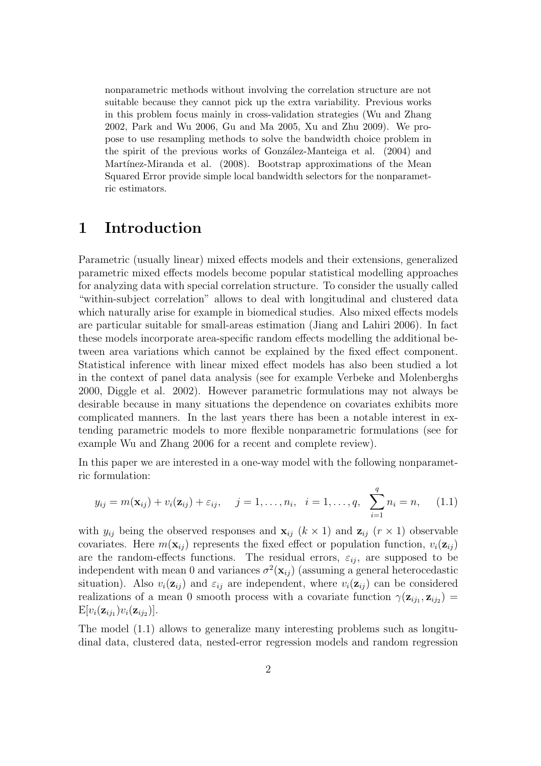nonparametric methods without involving the correlation structure are not suitable because they cannot pick up the extra variability. Previous works in this problem focus mainly in cross-validation strategies (Wu and Zhang 2002, Park and Wu 2006, Gu and Ma 2005, Xu and Zhu 2009). We propose to use resampling methods to solve the bandwidth choice problem in the spirit of the previous works of González-Manteiga et al. (2004) and Martínez-Miranda et al. (2008). Bootstrap approximations of the Mean Squared Error provide simple local bandwidth selectors for the nonparametric estimators.

# 1 Introduction

Parametric (usually linear) mixed effects models and their extensions, generalized parametric mixed effects models become popular statistical modelling approaches for analyzing data with special correlation structure. To consider the usually called "within-subject correlation" allows to deal with longitudinal and clustered data which naturally arise for example in biomedical studies. Also mixed effects models are particular suitable for small-areas estimation (Jiang and Lahiri 2006). In fact these models incorporate area-specific random effects modelling the additional between area variations which cannot be explained by the fixed effect component. Statistical inference with linear mixed effect models has also been studied a lot in the context of panel data analysis (see for example Verbeke and Molenberghs 2000, Diggle et al. 2002). However parametric formulations may not always be desirable because in many situations the dependence on covariates exhibits more complicated manners. In the last years there has been a notable interest in extending parametric models to more flexible nonparametric formulations (see for example Wu and Zhang 2006 for a recent and complete review).

In this paper we are interested in a one-way model with the following nonparametric formulation:

$$y_{ij} = m(\mathbf{x}_{ij}) + v_i(\mathbf{z}_{ij}) + \varepsilon_{ij}, \quad j = 1, \ldots, n_i, \;\; i = 1, \ldots, q, \;\; \sum_{i=1}^{q} n_i = n, \qquad (1.1)$$

with $y_{ij}$ being the observed responses and $\mathbf{x}_{ij}$ ($k \times 1$) and $\mathbf{z}_{ij}$ ($r \times 1$) observable covariates. Here $m(\mathbf{x}_{ij})$ represents the fixed effect or population function, $v_i(\mathbf{z}_{ij})$ are the random-effects functions. The residual errors, $\varepsilon_{ij}$, are supposed to be independent with mean 0 and variances $\sigma^2(\mathbf{x}_{ij})$ (assuming a general heterocedastic situation). Also $v_i(\mathbf{z}_{ij})$ and $\varepsilon_{ij}$ are independent, where $v_i(\mathbf{z}_{ij})$ can be considered realizations of a mean 0 smooth process with a covariate function $\gamma(\mathbf{z}_{ij_1}, \mathbf{z}_{ij_2}) = \mathrm{E}[v_i(\mathbf{z}_{ij_1}) v_i(\mathbf{z}_{ij_2})]$.

The model (1.1) allows to generalize many interesting problems such as longitudinal data, clustered data, nested-error regression models and random regression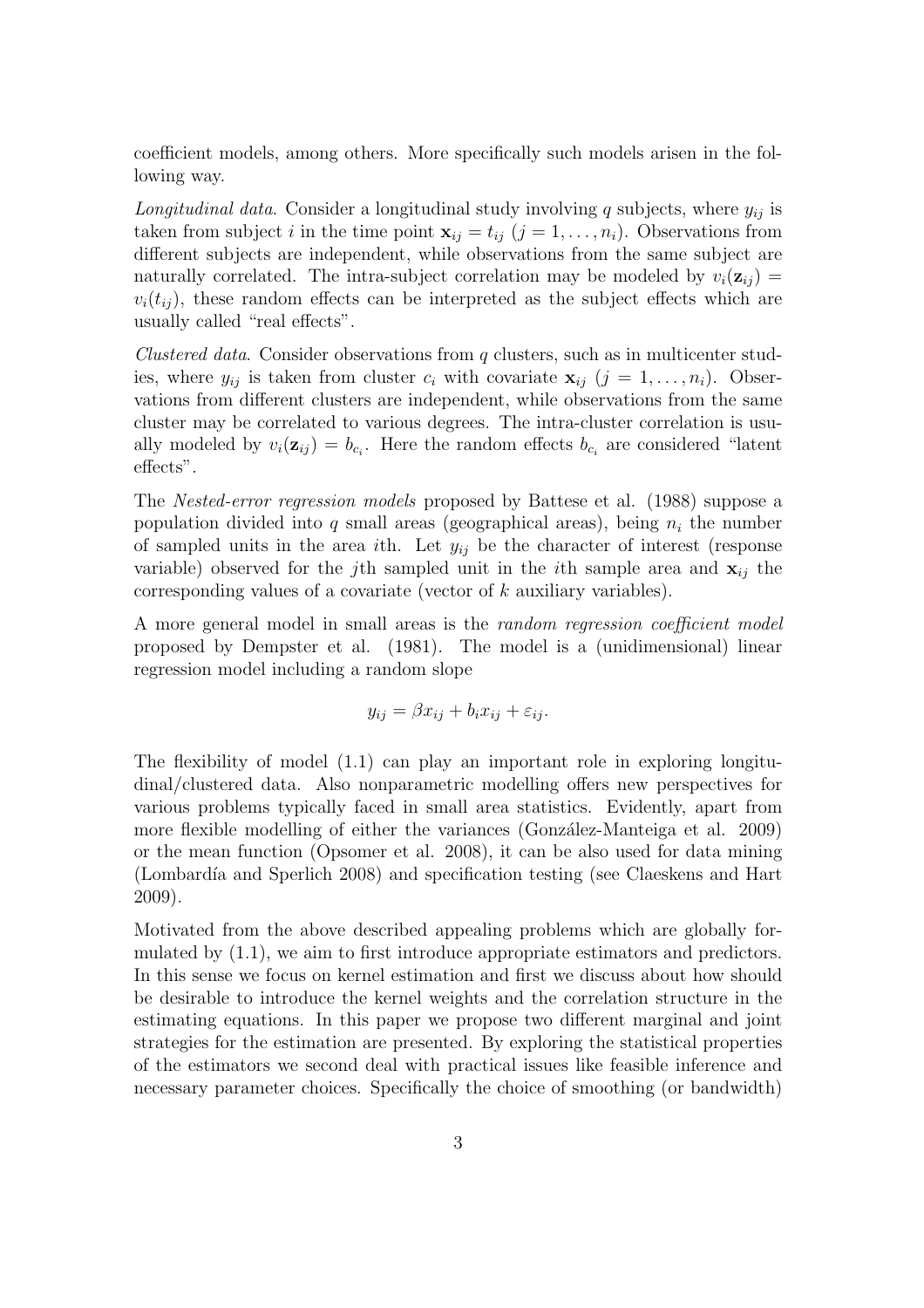coefficient models, among others. More specifically such models arisen in the following way.

*Longitudinal data*. Consider a longitudinal study involving $q$ subjects, where $y_{ij}$ is taken from subject $i$ in the time point $\mathbf{x}_{ij} = t_{ij}$ $(j = 1, \ldots, n_i)$. Observations from different subjects are independent, while observations from the same subject are naturally correlated. The intra-subject correlation may be modeled by $v_i(\mathbf{z}_{ij}) = v_i(t_{ij})$, these random effects can be interpreted as the subject effects which are usually called "real effects".

*Clustered data*. Consider observations from $q$ clusters, such as in multicenter studies, where $y_{ij}$ is taken from cluster $c_i$ with covariate $\mathbf{x}_{ij}$ $(j = 1, \ldots, n_i)$. Observations from different clusters are independent, while observations from the same cluster may be correlated to various degrees. The intra-cluster correlation is usually modeled by $v_i(\mathbf{z}_{ij}) = b_{c_i}$. Here the random effects $b_{c_i}$ are considered "latent effects".

The *Nested-error regression models* proposed by Battese et al. (1988) suppose a population divided into $q$ small areas (geographical areas), being $n_i$ the number of sampled units in the area $i$th. Let $y_{ij}$ be the character of interest (response variable) observed for the $j$th sampled unit in the $i$th sample area and $\mathbf{x}_{ij}$ the corresponding values of a covariate (vector of $k$ auxiliary variables).

A more general model in small areas is the *random regression coefficient model* proposed by Dempster et al. (1981). The model is a (unidimensional) linear regression model including a random slope

$$y_{ij} = \beta x_{ij} + b_i x_{ij} + \varepsilon_{ij}.$$

The flexibility of model (1.1) can play an important role in exploring longitudinal/clustered data. Also nonparametric modelling offers new perspectives for various problems typically faced in small area statistics. Evidently, apart from more flexible modelling of either the variances (González-Manteiga et al. 2009) or the mean function (Opsomer et al. 2008), it can be also used for data mining (Lombardía and Sperlich 2008) and specification testing (see Claeskens and Hart 2009).

Motivated from the above described appealing problems which are globally formulated by (1.1), we aim to first introduce appropriate estimators and predictors. In this sense we focus on kernel estimation and first we discuss about how should be desirable to introduce the kernel weights and the correlation structure in the estimating equations. In this paper we propose two different marginal and joint strategies for the estimation are presented. By exploring the statistical properties of the estimators we second deal with practical issues like feasible inference and necessary parameter choices. Specifically the choice of smoothing (or bandwidth)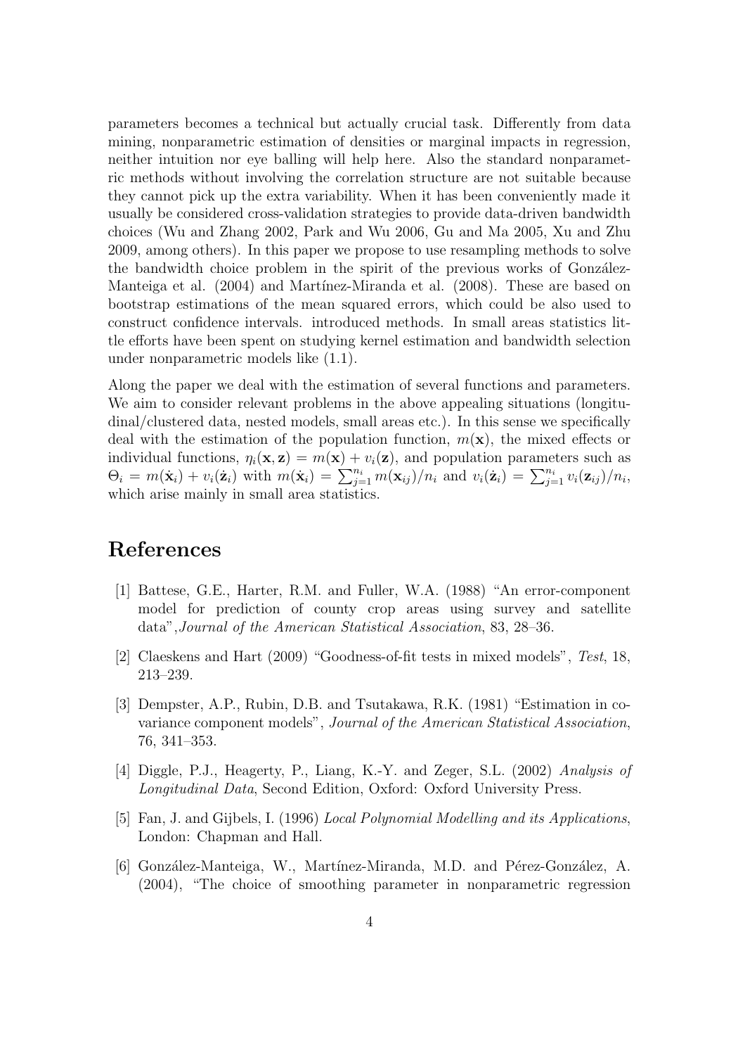parameters becomes a technical but actually crucial task. Differently from data mining, nonparametric estimation of densities or marginal impacts in regression, neither intuition nor eye balling will help here. Also the standard nonparametric methods without involving the correlation structure are not suitable because they cannot pick up the extra variability. When it has been conveniently made it usually be considered cross-validation strategies to provide data-driven bandwidth choices (Wu and Zhang 2002, Park and Wu 2006, Gu and Ma 2005, Xu and Zhu 2009, among others). In this paper we propose to use resampling methods to solve the bandwidth choice problem in the spirit of the previous works of González-Manteiga et al. (2004) and Martínez-Miranda et al. (2008). These are based on bootstrap estimations of the mean squared errors, which could be also used to construct confidence intervals. introduced methods. In small areas statistics little efforts have been spent on studying kernel estimation and bandwidth selection under nonparametric models like (1.1).

Along the paper we deal with the estimation of several functions and parameters. We aim to consider relevant problems in the above appealing situations (longitudinal/clustered data, nested models, small areas etc.). In this sense we specifically deal with the estimation of the population function, $m(\mathbf{x})$, the mixed effects or individual functions, $\eta_i(\mathbf{x}, \mathbf{z}) = m(\mathbf{x}) + v_i(\mathbf{z})$, and population parameters such as $\Theta_i = m(\dot{\mathbf{x}}_i) + v_i(\dot{\mathbf{z}}_i)$ with $m(\dot{\mathbf{x}}_i) = \sum_{j=1}^{n_i} m(\mathbf{x}_{ij})/n_i$ and $v_i(\dot{\mathbf{z}}_i) = \sum_{j=1}^{n_i} v_i(\mathbf{z}_{ij})/n_i$, which arise mainly in small area statistics.

# References

[1] Battese, G.E., Harter, R.M. and Fuller, W.A. (1988) "An error-component model for prediction of county crop areas using survey and satellite data",*Journal of the American Statistical Association*, 83, 28–36.

[2] Claeskens and Hart (2009) "Goodness-of-fit tests in mixed models", *Test*, 18, 213–239.

[3] Dempster, A.P., Rubin, D.B. and Tsutakawa, R.K. (1981) "Estimation in covariance component models", *Journal of the American Statistical Association*, 76, 341–353.

[4] Diggle, P.J., Heagerty, P., Liang, K.-Y. and Zeger, S.L. (2002) *Analysis of Longitudinal Data*, Second Edition, Oxford: Oxford University Press.

[5] Fan, J. and Gijbels, I. (1996) *Local Polynomial Modelling and its Applications*, London: Chapman and Hall.

[6] González-Manteiga, W., Martínez-Miranda, M.D. and Pérez-González, A. (2004), "The choice of smoothing parameter in nonparametric regression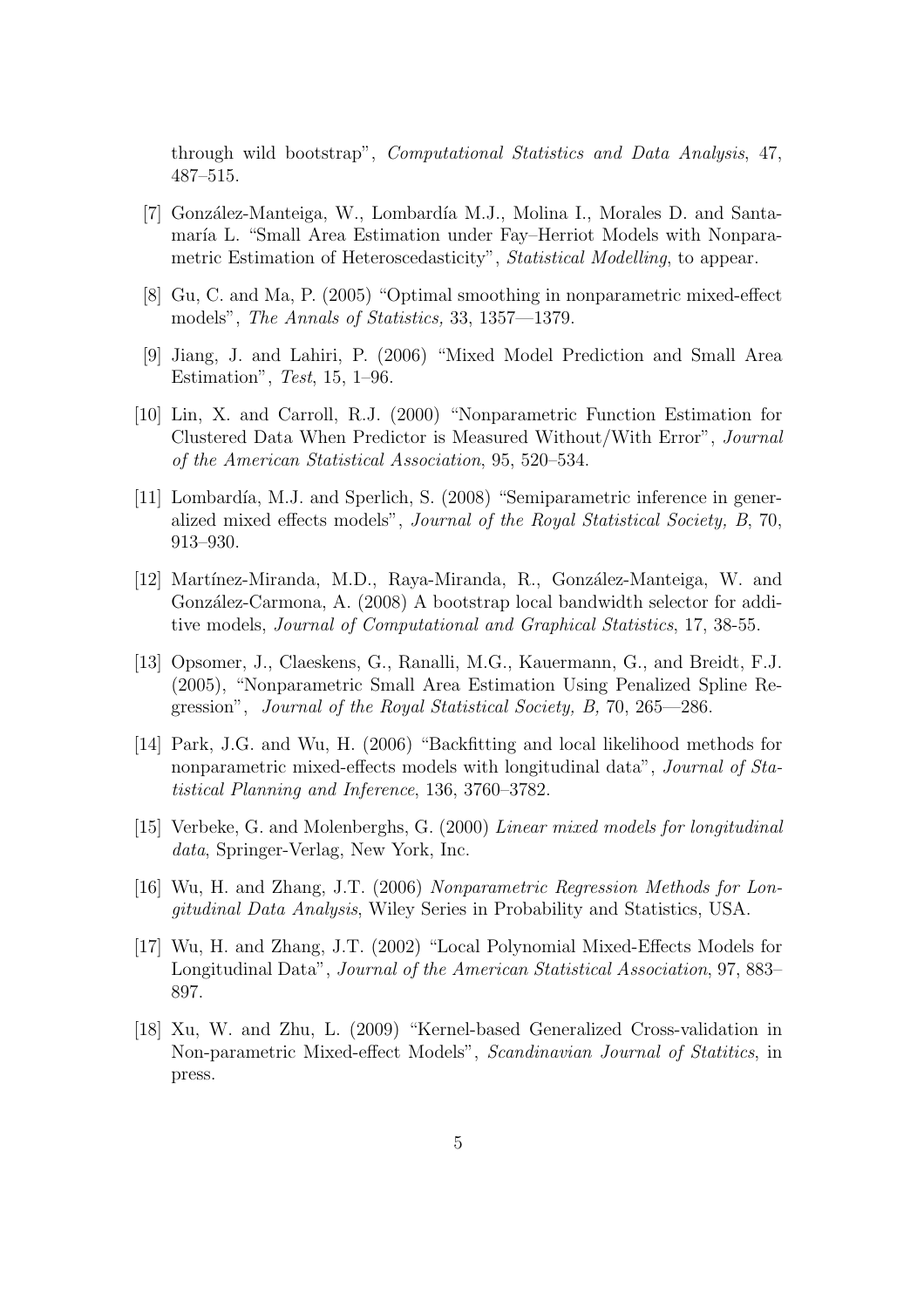through wild bootstrap", *Computational Statistics and Data Analysis*, 47, 487–515.

[7] González-Manteiga, W., Lombardía M.J., Molina I., Morales D. and Santamaría L. "Small Area Estimation under Fay–Herriot Models with Nonparametric Estimation of Heteroscedasticity", *Statistical Modelling*, to appear.

[8] Gu, C. and Ma, P. (2005) "Optimal smoothing in nonparametric mixed-effect models", *The Annals of Statistics,* 33, 1357—1379.

[9] Jiang, J. and Lahiri, P. (2006) "Mixed Model Prediction and Small Area Estimation", *Test*, 15, 1–96.

[10] Lin, X. and Carroll, R.J. (2000) "Nonparametric Function Estimation for Clustered Data When Predictor is Measured Without/With Error", *Journal of the American Statistical Association*, 95, 520–534.

[11] Lombardía, M.J. and Sperlich, S. (2008) "Semiparametric inference in generalized mixed effects models", *Journal of the Royal Statistical Society, B*, 70, 913–930.

[12] Martínez-Miranda, M.D., Raya-Miranda, R., González-Manteiga, W. and González-Carmona, A. (2008) A bootstrap local bandwidth selector for additive models, *Journal of Computational and Graphical Statistics*, 17, 38-55.

[13] Opsomer, J., Claeskens, G., Ranalli, M.G., Kauermann, G., and Breidt, F.J. (2005), "Nonparametric Small Area Estimation Using Penalized Spline Regression", *Journal of the Royal Statistical Society, B,* 70, 265—286.

[14] Park, J.G. and Wu, H. (2006) "Backfitting and local likelihood methods for nonparametric mixed-effects models with longitudinal data", *Journal of Statistical Planning and Inference*, 136, 3760–3782.

[15] Verbeke, G. and Molenberghs, G. (2000) *Linear mixed models for longitudinal data*, Springer-Verlag, New York, Inc.

[16] Wu, H. and Zhang, J.T. (2006) *Nonparametric Regression Methods for Longitudinal Data Analysis*, Wiley Series in Probability and Statistics, USA.

[17] Wu, H. and Zhang, J.T. (2002) "Local Polynomial Mixed-Effects Models for Longitudinal Data", *Journal of the American Statistical Association*, 97, 883–897.

[18] Xu, W. and Zhu, L. (2009) "Kernel-based Generalized Cross-validation in Non-parametric Mixed-effect Models", *Scandinavian Journal of Statitics*, in press.